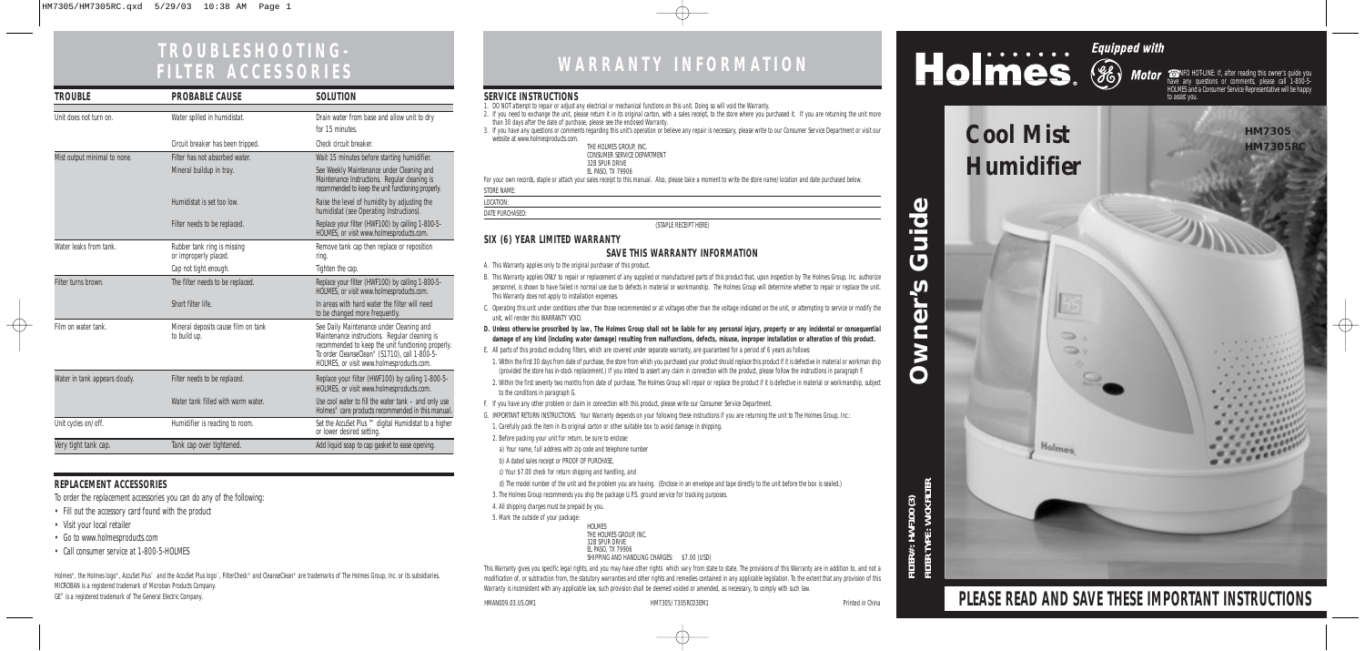# TROUBLESHOOTING-FILTER ACCESSORIES

| TROUBLE | PROBABLE CAUSE | SOLUTION |
|---|---|---|
| Unit does not turn on. | Water spilled in humidistat. | Drain water from base and allow unit to dry for 15 minutes. |
| | Circuit breaker has been tripped. | Check circuit breaker. |
| Mist output minimal to none. | Filter has not absorbed water. | Wait 15 minutes before starting humidifier. |
| | Mineral buildup in tray. | See Weekly Maintenance under Cleaning and Maintenance Instructions. Regular cleaning is recommended to keep the unit functioning properly. |
| | Humidistat is set too low. | Raise the level of humidity by adjusting the humidistat (see Operating Instructions). |
| | Filter needs to be replaced. | Replace your filter (HWF100) by calling 1-800-5-HOLMES, or visit www.holmesproducts.com. |
| Water leaks from tank. | Rubber tank ring is missing or improperly placed. | Remove tank cap then replace or reposition ring. |
| | Cap not tight enough. | Tighten the cap. |
| Filter turns brown. | The filter needs to be replaced. | Replace your filter (HWF100) by calling 1-800-5-HOLMES, or visit www.holmesproducts.com. |
| | Short filter life. | In areas with hard water the filter will need to be changed more frequently. |
| Film on water tank. | Mineral deposits cause film on tank to build up. | See Daily Maintenance under Cleaning and Maintenance Instructions. Regular cleaning is recommended to keep the unit functioning properly. To order CleanseClean® (S1710), call 1-800-5-HOLMES, or visit www.holmesproducts.com. |
| Water in tank appears cloudy. | Filter needs to be replaced. | Replace your filter (HWF100) by calling 1-800-5-HOLMES, or visit www.holmesproducts.com. |
| | Water tank filled with warm water. | Use cool water to fill the water tank – and only use Holmes® care products recommended in this manual. |
| Unit cycles on/off. | Humidifier is reacting to room. | Set the AccuSet Plus™ digital Humidistat to a higher or lower desired setting. |
| Very tight tank cap. | Tank cap over tightened. | Add liquid soap to cap gasket to ease opening. |

## REPLACEMENT ACCESSORIES

To order the replacement accessories you can do any of the following:

- Fill out the accessory card found with the product
- Visit your local retailer
- Go to www.holmesproducts.com
- Call consumer service at 1-800-5-HOLMES

Holmes®, the Holmes logo®, AccuSet Plus™ and the AccuSet Plus logo™, FilterCheck® and CleanseClean® are trademarks of The Holmes Group, Inc. or its subsidiaries. MICROBAN is a registered trademark of Microban Products Company.
GE® is a registered trademark of The General Electric Company.

# WARRANTY INFORMATION

## SERVICE INSTRUCTIONS

1. DO NOT attempt to repair or adjust any electrical or mechanical functions on this unit. Doing so will void the Warranty.
2. If you need to exchange the unit, please return it in its original carton, with a sales receipt, to the store where you purchased it. If you are returning the unit more than 30 days after the date of purchase, please see the enclosed Warranty.
3. If you have any questions or comments regarding this unit's operation or believe any repair is necessary, please write to our Consumer Service Department or visit our website at www.holmesproducts.com.

THE HOLMES GROUP, INC.
CONSUMER SERVICE DEPARTMENT
32B SPUR DRIVE
EL PASO, TX 79906

For your own records, staple or attach your sales receipt to this manual. Also, please take a moment to write the store name/location and date purchased below.

STORE NAME:

LOCATION:

DATE PURCHASED:

(STAPLE RECEIPT HERE)

## SIX (6) YEAR LIMITED WARRANTY

### SAVE THIS WARRANTY INFORMATION

A. This Warranty applies only to the original purchaser of this product.

B. This Warranty applies ONLY to repair or replacement of any supplied or manufactured parts of this product that, upon inspection by The Holmes Group, Inc. authorized personnel, is shown to have failed in normal use due to defects in material or workmanship. The Holmes Group will determine whether to repair or replace the unit. This Warranty does not apply to installation expenses.

C. Operating this unit under conditions other than those recommended or at voltages other than the voltage indicated on the unit, or attempting to service or modify the unit, will render this WARRANTY VOID.

**D. Unless otherwise proscribed by law, The Holmes Group shall not be liable for any personal injury, property or any incidental or consequential damage of any kind (including water damage) resulting from malfunctions, defects, misuse, improper installation or alteration of this product.**

E. All parts of this product excluding filters, which are covered under separate warranty, are guaranteed for a period of 6 years as follows:

1. Within the first 30 days from date of purchase, the store from which you purchased your product should replace this product if it is defective in material or workmanship (provided the store has in-stock replacement.) If you intend to assert any claim in connection with the product, please follow the instructions in paragraph F.
2. Within the first seventy two months from date of purchase, The Holmes Group will repair or replace the product if it is defective in material or workmanship, subject to the conditions in paragraph G.

F. If you have any other problem or claim in connection with this product, please write our Consumer Service Department.

G. IMPORTANT RETURN INSTRUCTIONS. Your Warranty depends on your following these instructions if you are returning the unit to The Holmes Group, Inc.:

1. Carefully pack the item in its original carton or other suitable box to avoid damage in shipping.
2. Before packing your unit for return, be sure to enclose:
   a) Your name, full address with zip code and telephone number
   b) A dated sales receipt or PROOF OF PURCHASE,
   c) Your $7.00 check for return shipping and handling, and
   d) The model number of the unit and the problem you are having. (Enclose in an envelope and tape directly to the unit before the box is sealed.)
3. The Holmes Group recommends you ship the package U.P.S. ground service for tracking purposes.
4. All shipping charges must be prepaid by you.
5. Mark the outside of your package:

HOLMES
THE HOLMES GROUP, INC.
32B SPUR DRIVE
EL PASO, TX 79906
SHIPPING AND HANDLING CHARGES: $7.00 (USD)

This Warranty gives you specific legal rights, and you may have other rights which vary from state to state. The provisions of this Warranty are in addition to, and not a modification of, or subtraction from, the statutory warranties and other rights and remedies contained in any applicable legislation. To the extent that any provision of this Warranty is inconsistent with any applicable law, such provision shall be deemed voided or amended, as necessary, to comply with such law.

HMAN009.03.US.OM1 HM7305/7305RC03EM1 Printed in China

# Holmes®

**Equipped with GE Motor**

INFO HOT-LINE: If, after reading this owner's guide you have any questions or comments, please call 1-800-5-HOLMES and a Consumer Service Representative will be happy to assist you.

# Cool Mist Humidifier

**HM7305**
**HM7305RC**

# Owner's Guide

FILTER#: HWF100 (3)
FILTER TYPE: WICK FILTER

## PLEASE READ AND SAVE THESE IMPORTANT INSTRUCTIONS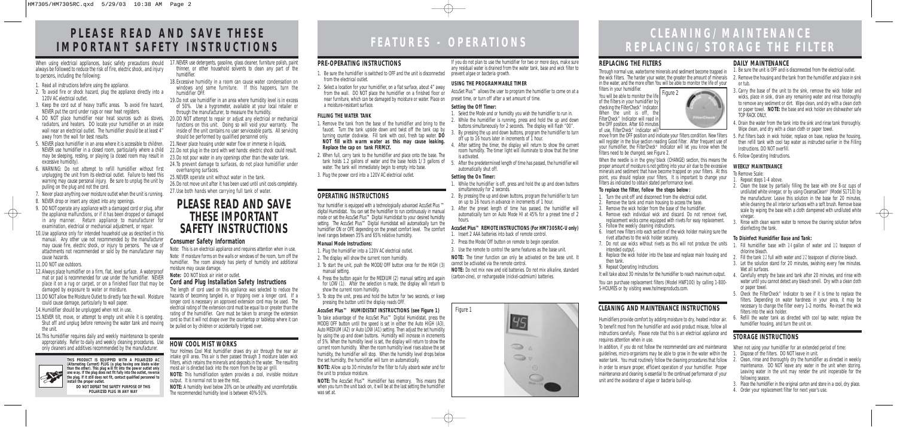# PLEASE READ AND SAVE THESE IMPORTANT SAFETY INSTRUCTIONS

When using electrical appliances, basic safety precautions should always be followed to reduce the risk of fire, electric shock, and injury to persons, including the following:

1. Read all instructions before using the appliance.
2. To avoid fire or shock hazard, plug the appliance directly into a 120V AC electrical outlet.
3. Keep the cord out of heavy traffic areas. To avoid fire hazard, NEVER put the cord under rugs or near heat registers.
4. DO NOT place humidifier near heat sources such as stoves, radiators, and heaters. DO locate your humidifier on an inside wall near an electrical outlet. The humidifier should be at least 4" away from the wall for best results.
5. NEVER place humidifier in an area where it is accessible to children. NEVER use humidifier in a closed room, particularly where a child may be sleeping, resting, or playing (a closed room may result in excessive humidity).
6. WARNING: Do not attempt to refill humidifier without first unplugging the unit from its electrical outlet. Failure to heed this warning may cause personal injury. Be sure to unplug the unit by pulling on the plug and not the cord.
7. Never place anything over moisture outlet when the unit is running.
8. NEVER drop or insert any object into any openings.
9. DO NOT operate any appliance with a damaged cord or plug, after the appliance malfunctions, or if it has been dropped or damaged in any manner. Return appliance to manufacturer for examination, electrical or mechanical adjustment, or repair.
10. Use appliance only for intended household use as described in this manual. Any other use not recommended by the manufacturer may cause fire, electric shock, or injury to persons. The use of attachments not recommended or sold by the manufacturer may cause hazards.
11. DO NOT use outdoors.
12. Always place humidifier on a firm, flat, level surface. A waterproof mat or pad is recommended for use under the humidifier. NEVER place it on a rug or carpet, or on a finished floor that may be damaged by exposure to water or moisture.
13. DO NOT allow the Moisture Outlet to directly face the wall. Moisture could cause damage, particularly to wall paper.
14. Humidifier should be unplugged when not in use.
15. NEVER tilt, move, or attempt to empty unit while it is operating. Shut off and unplug before removing the water tank and moving the unit.
16. This humidifier requires daily and weekly maintenance to operate appropriately. Refer to daily and weekly cleaning procedures. Use only cleaners and additives recommended by the manufacturer.
17. NEVER use detergents, gasoline, glass cleaner, furniture polish, paint thinner, or other household solvents to clean any part of the humidifier.
18. Excessive humidity in a room can cause water condensation on windows and some furniture. If this happens, turn the humidifier OFF.
19. Do not use humidifier in an area where humidity level is in excess of 50%. Use a hygrometer, available at your local retailer or through the manufacturer, to measure the humidity.
20. DO NOT attempt to repair or adjust any electrical or mechanical functions on this unit. Doing so will void your warranty. The inside of the unit contains no user serviceable parts. All servicing should be performed by qualified personnel only.
21. Never place housing under water flow or immerse in liquids.
22. Do not plug in the cord with wet hands: electric shock could result.
23. Do not pour water in any openings other than the water tank.
24. To prevent damage to surfaces, do not place humidifier under overhanging surfaces.
25. NEVER operate unit without water in the tank.
26. Do not move unit after it has been used until unit cools completely.
27. Use both hands when carrying full tank of water.

**THIS PRODUCT IS EQUIPPED WITH A POLARIZED AC (Alternating Current) PLUG (a plug having one blade wider than the other). This plug will fit into the power outlet only one way. If the plug does not fit fully into the outlet, reverse the plug. If it still does not fit, contact qualified personnel to install the proper outlet.**

**DO NOT DEFEAT THE SAFETY PURPOSE OF THIS POLARIZED PLUG IN ANY WAY**

# PLEASE READ AND SAVE THESE IMPORTANT SAFETY INSTRUCTIONS

## Consumer Safety Information

Note: This is an electrical appliance and requires attention when in use.

Note: If moisture forms on the walls or windows of the room, turn off the humidifier. The room already has plenty of humidity and additional moisture may cause damage.

**Note:** DO NOT block air inlet or outlet.

## Cord and Plug Installation Safety Instructions

The length of cord used on this appliance was selected to reduce the hazards of becoming tangled in, or tripping over a longer cord. If a longer cord is necessary an approved extension cord may be used. The electrical rating of the extension cord must be equal to or greater than the rating of the humidifier. Care must be taken to arrange the extension cord so that it will not drape over the countertop or tabletop where it can be pulled on by children or accidentally tripped over.

## HOW COOL MIST WORKS

Your Holmes Cool Mist humidifier draws dry air through the rear air intake grill area. This air is then passed through 3 moisture laden wick filters, which retains the minerals and deposits in the water. The resulting moist air is directed back into the room from the top air grill.

**NOTE:** This humidification system provides a cool, invisible moisture output. It is normal not to see the mist.

**NOTE:** A humidity level below 20% can be unhealthy and uncomfortable. The recommended humidity level is between 40%-50%.

# FEATURES - OPERATIONS

## PRE-OPERATING INSTRUCTIONS

1. Be sure the humidifier is switched to OFF and the unit is disconnected from the electrical outlet.
2. Select a location for your humidifier, on a flat surface, about 4" away from the wall. DO NOT place the humidifier on a finished floor or near furniture, which can be damaged by moisture or water. Place on a moisture-resistant surface.

## FILLING THE WATER TANK

1. Remove the tank from the base of the humidifier and bring to the faucet. Turn the tank upside down and twist off the tank cap by turning counter clockwise. Fill tank with cool, fresh tap water. **DO NOT fill with warm water as this may cause leaking. Replace the cap on tank FIRMLY.**
2. When full, carry tank to the humidifier and place onto the base. The tank holds 1.2 gallons of water and the base holds 1/3 gallons of water. The tank will immediately begin to empty into the base.
3. Plug the power cord into a 120V AC electrical outlet.

## OPERATING INSTRUCTIONS

Your humidifier is equipped with a technologically advanced AccuSet Plus™ digital Humidistat. You can set the humidifier to run continuously in manual mode or set the AccuSet Plus™ Digital Humidistat to your desired humidity setting. The AccuSet Plus™ Digital Humidistat will automatically turn the humidifier ON or OFF, depending on the preset comfort level. The comfort level ranges between 35% and 65% relative humidity.

### Manual Mode Instructions:

1. Plug the humidifier into a 120V AC electrical outlet.
2. The display will show the current room humidity.
3. To start the unit, push the MODE/OFF button once for the HIGH (3) manual setting.
4. Press the button again for the MEDIUM (2) manual setting and again for LOW (1). After the selection is made, the display will return to show the current room humidity.
5. To stop the unit, press and hold the button for two seconds, or keep pressing the button until the display reads OFF.

### AccuSet Plus™ HUMIDISTAT INSTRUCTIONS (see Figure 1)

To take advantage of the AccuSet Plus™ Digital Humidistat, press the MODE/OFF button until the speed is set in either the Auto HIGH (A3), Auto MEDIUM (A2) or Auto LOW (A1) setting. Then adjust the set humidity by using the up and down buttons. Humidity will increase in increments of 5%. When the humidity level is set, the display will return to show the current room humidity. When the room humidity level rises above the set humidity, the humidifier will stop. When the humidity level drops below the set humidity, the humidifier will turn on automatically.

**NOTE:** Allow up to 30 minutes for the filter to fully absorb water and for the unit to produce moisture.

**NOTE:** The AccuSet Plus™ Humidifier has memory. This means that when you turn the unit back on, it will be at the last setting the humidifier was set at.

If you do not plan to use the humidifier for two or more days, make sure any residual water is drained from the water tank, base and wick filter to prevent algae or bacteria growth.

## USING THE PROGRAMMABLE TIMER

AccuSet Plus™ allows the user to program the humidifier to come on at a preset time, or turn off after a set amount of time.

### Setting the Off Timer:

1. Select the Mode and or humidity you wish the humidifier to run in.
2. While the humidifier is running, press and hold the up and down buttons simultaneously for 2 seconds. The display will flash "00".
3. By pressing the up and down buttons, program the humidifier to turn off up to 16 hours later in increments of 1 hour.
4. After setting the timer, the display will return to show the current room humidity. The timer light will illuminate to show that the timer is activated.
5. After the predetermined length of time has passed, the humidifier will automatically shut off.

### Setting the On Timer:

1. While the humidifier is off, press and hold the up and down buttons simultaneously for 2 seconds.
2. By pressing the up and down buttons, program the humidifier to turn on up to 16 hours in advance in increments of 1 hour.
3. After the preset length of time has passed, the humidifier will automatically turn on Auto Mode HI at 45% for a preset time of 2 hours.

### AccuSet Plus™ REMOTE INSTRUCTIONS (For HM7305RC-U only)

1. Insert 2 AAA batteries into back of remote control.
2. Press the Mode/Off button on remote to begin operation.
3. Use the remote to control the same features as the base unit.

**NOTE:** The timer function can only be activated on the base unit. It cannot be activated via the remote control.

**NOTE:** Do not mix new and old batteries. Do not mix alkaline, standard (carbon-zinc), or rechargeable (nickel-cadmium) batteries.

Figure 1

45

# CLEANING/MAINTENANCE REPLACING/STORAGE THE FILTER

## REPLACING THE FILTERS

Through normal use, waterborne minerals and sediment become trapped in the wick filters. The harder your water, the greater the amount of minerals in the water, and the more often You will be able to monitor the life of your filters in your humidifier.

Figure 2

You will be able to monitor the life of the filters in your humidifier by checking the FilterCheck® Indicator. When the unit is off, the FilterCheck® Indicator will read in the OFF position. After 60 minutes of use, FilterCheck® Indicator will move from the OFF position after the unit is turned on. New filters will register in the blue section reading Good Filter. After frequent use of your humidifier, the FilterCheck® Indicator will let you know when the filters need to be changed, see Figure 2.

When the needle is in the grey/black (CHANGE) section, this means the proper amount of moisture is not getting into your air due to the excessive minerals and sediment that have become trapped on your filters. At this point, you should replace your filters. It is important to change your filters as indicated to obtain stated performance level.

### To replace the filter, follow the steps below:

1. Turn the unit off and disconnect from the electrical outlet.
2. Remove the tank and main housing to access the base.
3. Remove the wick holder from the base of the humidifier.
4. Remove each individual wick and discard. Do not remove rivet, replacement wicks come equipped with rivets for easy replacement.
5. Follow the weekly cleaning instructions.
6. Insert new filters into each section of the wick holder making sure the rivet attaches to the wick holder securely.
7. Do not use wicks without rivets as this will not produce the units intended output.
8. Replace the wick holder into the base and replace main housing and then tank.
9. Repeat Operating Instructions.

It will take about 30 minutes for the humidifier to reach maximum output.

You can purchase replacement filters (Model HWF100) by calling 1-800-5-HOLMES or by visiting www.holmesproducts.com.

## CLEANING AND MAINTENANCE INSTRUCTIONS

Humidifiers provide comfort by adding moisture to dry, heated indoor air. To benefit most from the humidifier and avoid product misuse, follow all instructions carefully. Please note that this is an electrical appliance and requires attention when in use.

In addition, if you do not follow the recommended care and maintenance guidelines, micro-organisms may be able to grow in the water within the water tank. You must routinely follow the cleaning procedures that follow in order to ensure proper, efficient operation of your humidifier. Proper maintenance and cleaning is essential to the continued performance of your unit and the avoidance of algae or bacteria build-up.

## DAILY MAINTENANCE

1. Be sure the unit is OFF and is disconnected from the electrical outlet.
2. Remove the housing and the tank from the humidifier and place in sink or tub.
3. Carry the base of the unit to the sink, remove the wick holder and wicks, place in sink, drain any remaining water and rinse thoroughly to remove any sediment or dirt. Wipe clean, and dry with a clean cloth or paper towel. **NOTE:** the base and wick holder are dishwasher safe TOP RACK ONLY.
4. Drain the water from the tank into the sink and rinse tank thoroughly. Wipe clean, and dry with a clean cloth or paper towel.
5. Put filters back in wick holder, replace on base, replace the housing, then refill tank with cool tap water as instructed earlier in the Filling Instructions. DO NOT overfill.
6. Follow Operating Instructions.

## WEEKLY MAINTENANCE

To Remove Scale:

1. Repeat steps 1-4 above.
2. Clean the base by partially filling the base with one 8-oz cups of undiluted white vinegar, or by using CleanseClean® (Model S1710) by the manufacturer. Leave this solution in the base for 20 minutes, while cleaning the all interior surfaces with a soft brush. Remove base scale by wiping the base with a cloth dampened with undiluted white vinegar.
3. Rinse with clean warm water to remove the cleaning solution before disinfecting the tank.

### To Disinfect Humidifier Base and Tank:

1. Fill humidifier base with 1/4 gallon of water and 1/2 teaspoon of chlorine bleach.
2. Fill the tank 1/2 full with water and 1/2 teaspoon of chlorine bleach.
3. Let the solution stand for 20 minutes, swishing every few minutes. Wet all surfaces.
4. Carefully empty the base and tank after 20 minutes, and rinse with water until you cannot detect any bleach smell. Dry with a clean cloth or paper towel.
5. Check the FilterCheck® Indicator to see if it is time to replace the filters. Depending on water hardness in your area, it may be necessary to change the filter every 1-2 months. Re-insert the wick filters into the wick holder.
6. Refill the water tank as directed with cool tap water, replace the humidifier housing, and turn the unit on.

## STORAGE INSTRUCTIONS

When not using your humidifier for an extended period of time:

1. Dispose of the filters. DO NOT leave in unit.
2. Clean, rinse and thoroughly dry the humidifier as directed in weekly maintenance. DO NOT leave any water in the unit when storing. Leaving water in the unit may render the unit inoperable for the following season.
3. Place the humidifier in the original carton and store in a cool, dry place.
4. Order your replacement filter for next year's use.